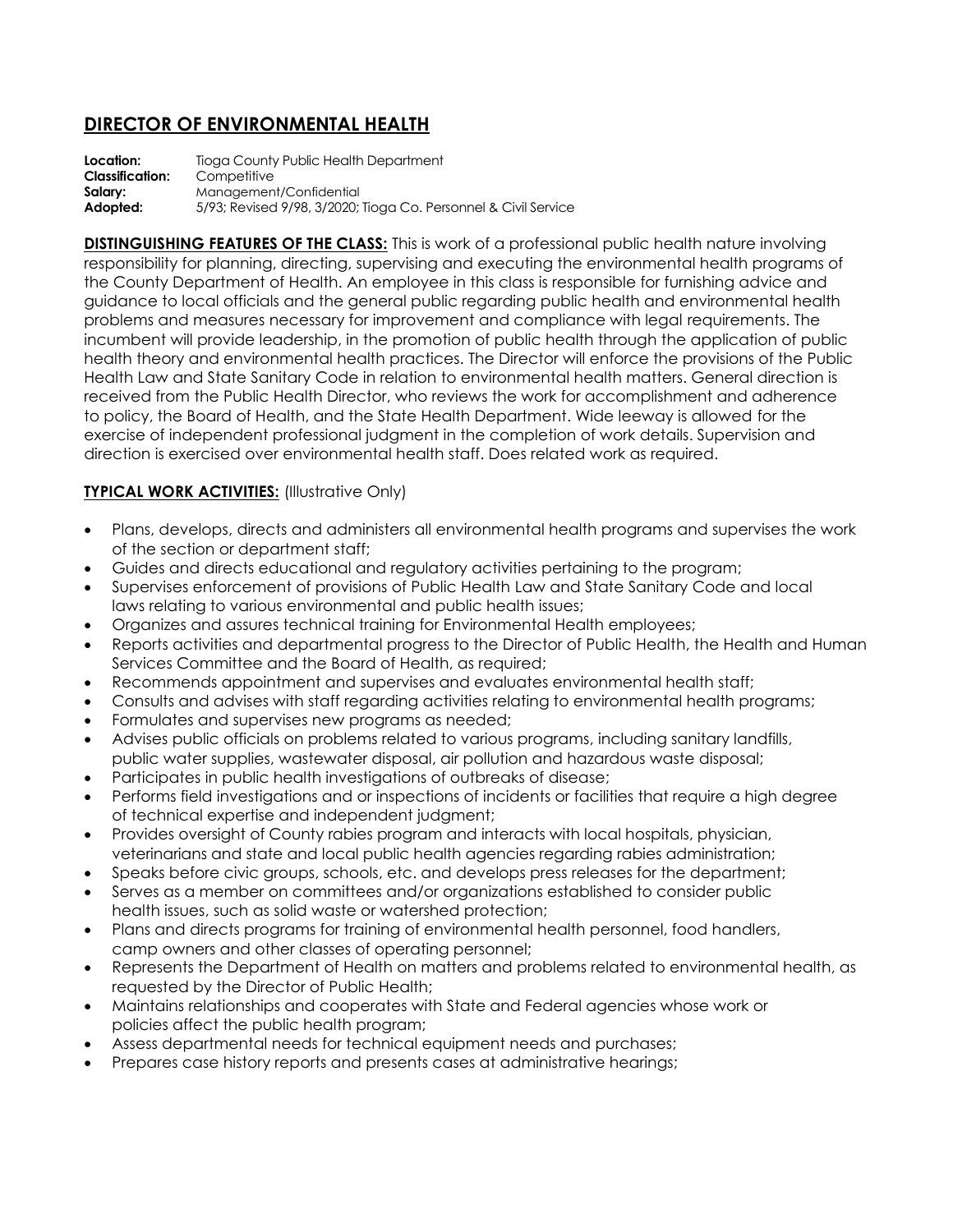# DIRECTOR OF ENVIRONMENTAL HEALTH

**Location:** Tioga County Public Health Department
**Classification:** Competitive
**Salary:** Management/Confidential
**Adopted:** 5/93; Revised 9/98, 3/2020; Tioga Co. Personnel & Civil Service

**DISTINGUISHING FEATURES OF THE CLASS:** This is work of a professional public health nature involving responsibility for planning, directing, supervising and executing the environmental health programs of the County Department of Health. An employee in this class is responsible for furnishing advice and guidance to local officials and the general public regarding public health and environmental health problems and measures necessary for improvement and compliance with legal requirements. The incumbent will provide leadership, in the promotion of public health through the application of public health theory and environmental health practices. The Director will enforce the provisions of the Public Health Law and State Sanitary Code in relation to environmental health matters. General direction is received from the Public Health Director, who reviews the work for accomplishment and adherence to policy, the Board of Health, and the State Health Department. Wide leeway is allowed for the exercise of independent professional judgment in the completion of work details. Supervision and direction is exercised over environmental health staff. Does related work as required.

**TYPICAL WORK ACTIVITIES:** (Illustrative Only)

- Plans, develops, directs and administers all environmental health programs and supervises the work of the section or department staff;
- Guides and directs educational and regulatory activities pertaining to the program;
- Supervises enforcement of provisions of Public Health Law and State Sanitary Code and local laws relating to various environmental and public health issues;
- Organizes and assures technical training for Environmental Health employees;
- Reports activities and departmental progress to the Director of Public Health, the Health and Human Services Committee and the Board of Health, as required;
- Recommends appointment and supervises and evaluates environmental health staff;
- Consults and advises with staff regarding activities relating to environmental health programs;
- Formulates and supervises new programs as needed;
- Advises public officials on problems related to various programs, including sanitary landfills, public water supplies, wastewater disposal, air pollution and hazardous waste disposal;
- Participates in public health investigations of outbreaks of disease;
- Performs field investigations and or inspections of incidents or facilities that require a high degree of technical expertise and independent judgment;
- Provides oversight of County rabies program and interacts with local hospitals, physician, veterinarians and state and local public health agencies regarding rabies administration;
- Speaks before civic groups, schools, etc. and develops press releases for the department;
- Serves as a member on committees and/or organizations established to consider public health issues, such as solid waste or watershed protection;
- Plans and directs programs for training of environmental health personnel, food handlers, camp owners and other classes of operating personnel;
- Represents the Department of Health on matters and problems related to environmental health, as requested by the Director of Public Health;
- Maintains relationships and cooperates with State and Federal agencies whose work or policies affect the public health program;
- Assess departmental needs for technical equipment needs and purchases;
- Prepares case history reports and presents cases at administrative hearings;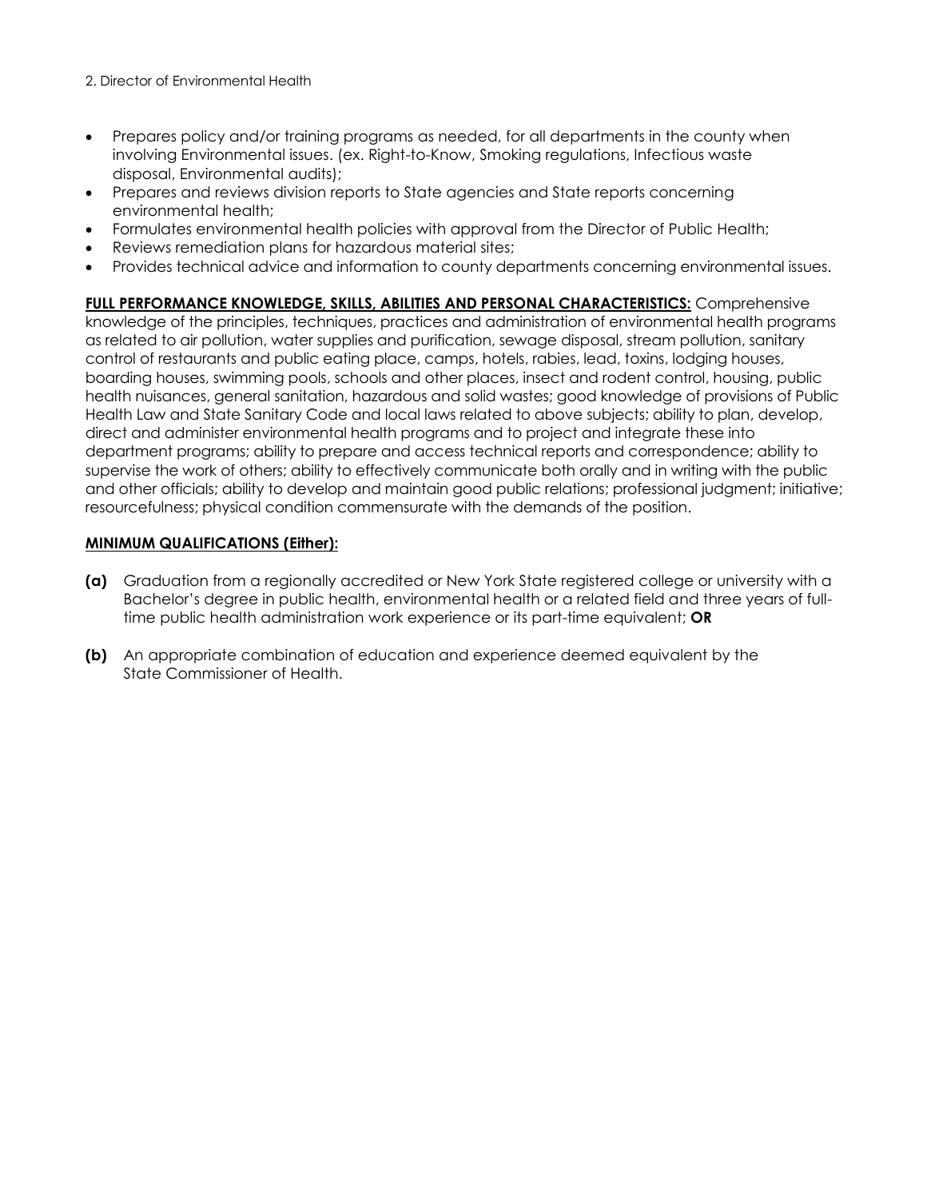- Prepares policy and/or training programs as needed, for all departments in the county when involving Environmental issues. (ex. Right-to-Know, Smoking regulations, Infectious waste disposal, Environmental audits);
- Prepares and reviews division reports to State agencies and State reports concerning environmental health;
- Formulates environmental health policies with approval from the Director of Public Health;
- Reviews remediation plans for hazardous material sites;
- Provides technical advice and information to county departments concerning environmental issues.

**FULL PERFORMANCE KNOWLEDGE, SKILLS, ABILITIES AND PERSONAL CHARACTERISTICS:** Comprehensive knowledge of the principles, techniques, practices and administration of environmental health programs as related to air pollution, water supplies and purification, sewage disposal, stream pollution, sanitary control of restaurants and public eating place, camps, hotels, rabies, lead, toxins, lodging houses, boarding houses, swimming pools, schools and other places, insect and rodent control, housing, public health nuisances, general sanitation, hazardous and solid wastes; good knowledge of provisions of Public Health Law and State Sanitary Code and local laws related to above subjects; ability to plan, develop, direct and administer environmental health programs and to project and integrate these into department programs; ability to prepare and access technical reports and correspondence; ability to supervise the work of others; ability to effectively communicate both orally and in writing with the public and other officials; ability to develop and maintain good public relations; professional judgment; initiative; resourcefulness; physical condition commensurate with the demands of the position.

**MINIMUM QUALIFICATIONS (Either):**

**(a)** Graduation from a regionally accredited or New York State registered college or university with a Bachelor's degree in public health, environmental health or a related field and three years of full-time public health administration work experience or its part-time equivalent; **OR**

**(b)** An appropriate combination of education and experience deemed equivalent by the State Commissioner of Health.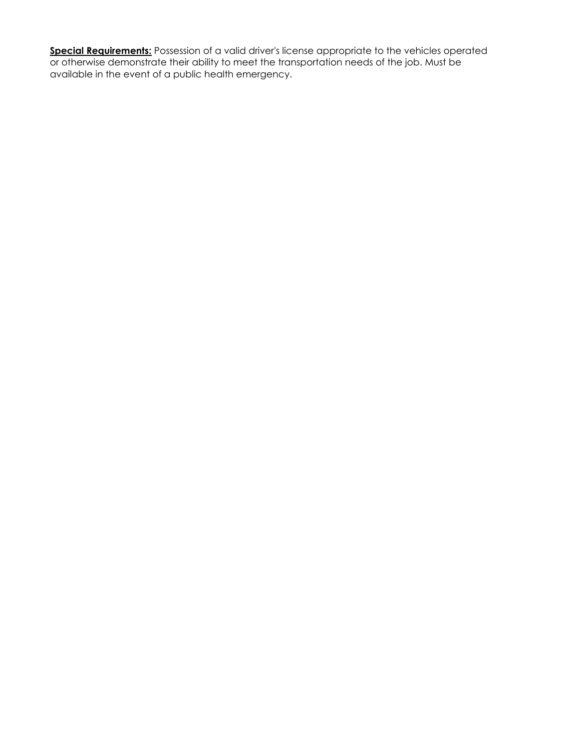**<u>Special Requirements:</u>** Possession of a valid driver's license appropriate to the vehicles operated or otherwise demonstrate their ability to meet the transportation needs of the job. Must be available in the event of a public health emergency.